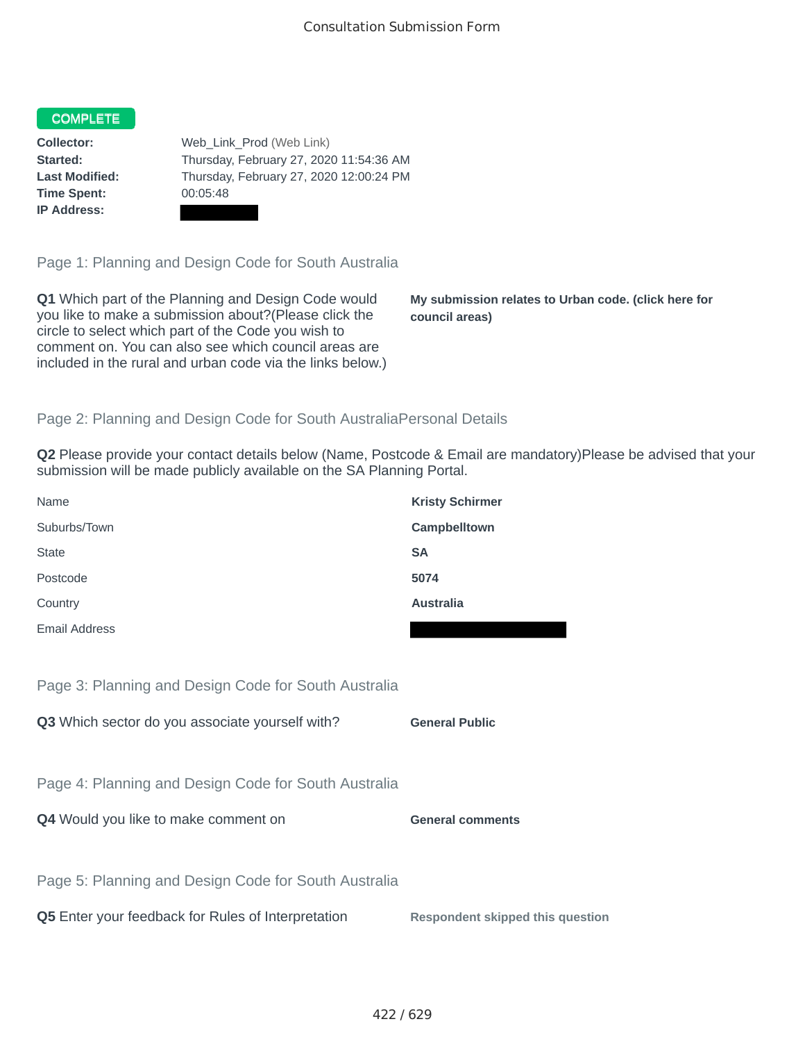# Consultation Submission Form

**COMPLETE**

**Collector:** Web_Link_Prod (Web Link)
**Started:** Thursday, February 27, 2020 11:54:36 AM
**Last Modified:** Thursday, February 27, 2020 12:00:24 PM
**Time Spent:** 00:05:48
**IP Address:**

## Page 1: Planning and Design Code for South Australia

**Q1** Which part of the Planning and Design Code would you like to make a submission about?(Please click the circle to select which part of the Code you wish to comment on. You can also see which council areas are included in the rural and urban code via the links below.)

**My submission relates to Urban code. (click here for council areas)**

## Page 2: Planning and Design Code for South AustraliaPersonal Details

**Q2** Please provide your contact details below (Name, Postcode & Email are mandatory)Please be advised that your submission will be made publicly available on the SA Planning Portal.

| | |
|---|---|
| Name | **Kristy Schirmer** |
| Suburbs/Town | **Campbelltown** |
| State | **SA** |
| Postcode | **5074** |
| Country | **Australia** |
| Email Address | |

## Page 3: Planning and Design Code for South Australia

**Q3** Which sector do you associate yourself with?

**General Public**

## Page 4: Planning and Design Code for South Australia

**Q4** Would you like to make comment on

**General comments**

## Page 5: Planning and Design Code for South Australia

**Q5** Enter your feedback for Rules of Interpretation

**Respondent skipped this question**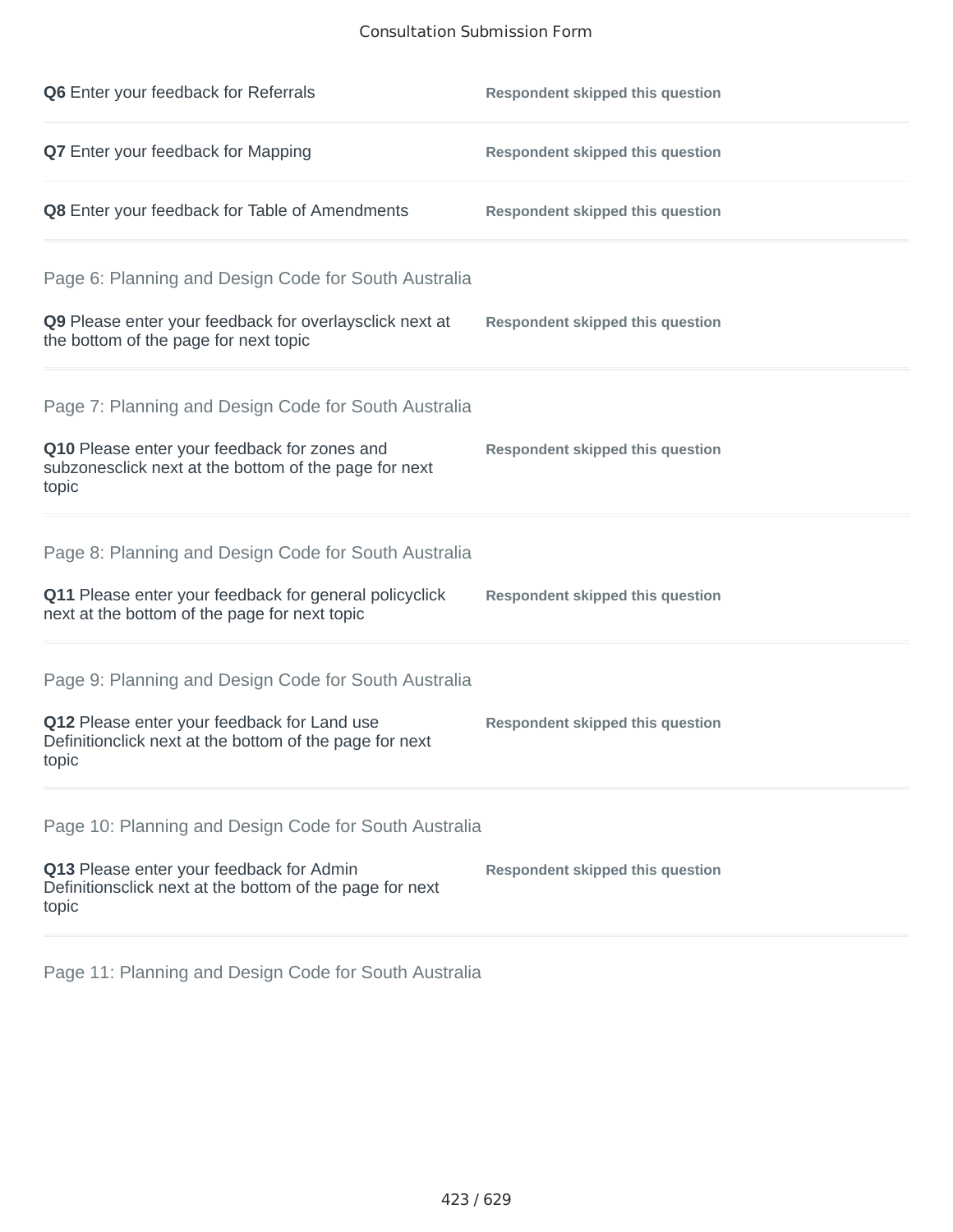**Q6** Enter your feedback for Referrals — **Respondent skipped this question**

**Q7** Enter your feedback for Mapping — **Respondent skipped this question**

**Q8** Enter your feedback for Table of Amendments — **Respondent skipped this question**

## Page 6: Planning and Design Code for South Australia

**Q9** Please enter your feedback for overlaysclick next at the bottom of the page for next topic — **Respondent skipped this question**

## Page 7: Planning and Design Code for South Australia

**Q10** Please enter your feedback for zones and subzonesclick next at the bottom of the page for next topic — **Respondent skipped this question**

## Page 8: Planning and Design Code for South Australia

**Q11** Please enter your feedback for general policyclick next at the bottom of the page for next topic — **Respondent skipped this question**

## Page 9: Planning and Design Code for South Australia

**Q12** Please enter your feedback for Land use Definitionclick next at the bottom of the page for next topic — **Respondent skipped this question**

## Page 10: Planning and Design Code for South Australia

**Q13** Please enter your feedback for Admin Definitionsclick next at the bottom of the page for next topic — **Respondent skipped this question**

## Page 11: Planning and Design Code for South Australia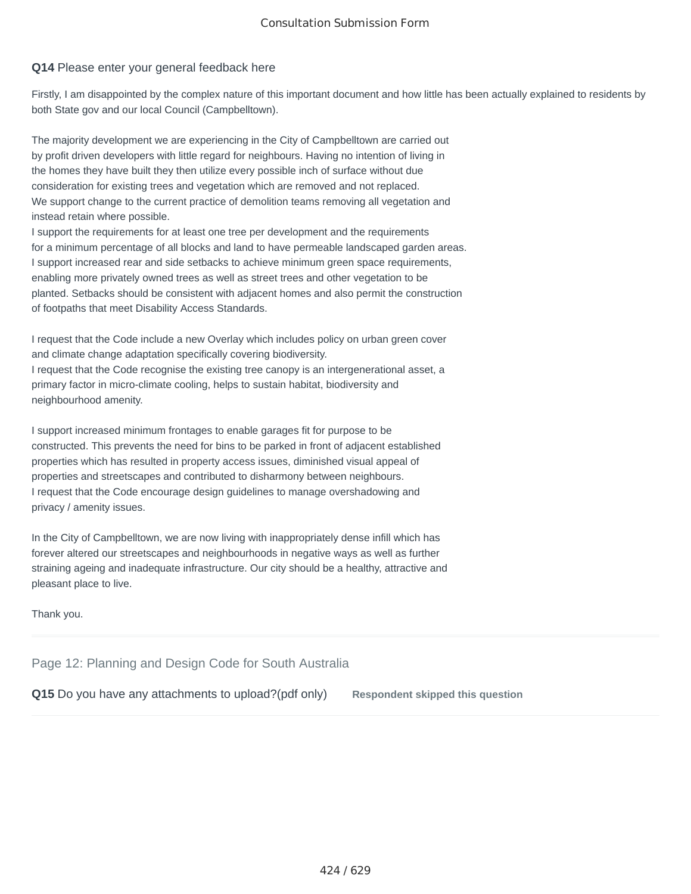**Q14** Please enter your general feedback here

Firstly, I am disappointed by the complex nature of this important document and how little has been actually explained to residents by both State gov and our local Council (Campbelltown).

The majority development we are experiencing in the City of Campbelltown are carried out by profit driven developers with little regard for neighbours. Having no intention of living in the homes they have built they then utilize every possible inch of surface without due consideration for existing trees and vegetation which are removed and not replaced.
We support change to the current practice of demolition teams removing all vegetation and instead retain where possible.
I support the requirements for at least one tree per development and the requirements for a minimum percentage of all blocks and land to have permeable landscaped garden areas.
I support increased rear and side setbacks to achieve minimum green space requirements, enabling more privately owned trees as well as street trees and other vegetation to be planted. Setbacks should be consistent with adjacent homes and also permit the construction of footpaths that meet Disability Access Standards.

I request that the Code include a new Overlay which includes policy on urban green cover and climate change adaptation specifically covering biodiversity.
I request that the Code recognise the existing tree canopy is an intergenerational asset, a primary factor in micro-climate cooling, helps to sustain habitat, biodiversity and neighbourhood amenity.

I support increased minimum frontages to enable garages fit for purpose to be constructed. This prevents the need for bins to be parked in front of adjacent established properties which has resulted in property access issues, diminished visual appeal of properties and streetscapes and contributed to disharmony between neighbours.
I request that the Code encourage design guidelines to manage overshadowing and privacy / amenity issues.

In the City of Campbelltown, we are now living with inappropriately dense infill which has forever altered our streetscapes and neighbourhoods in negative ways as well as further straining ageing and inadequate infrastructure. Our city should be a healthy, attractive and pleasant place to live.

Thank you.

## Page 12: Planning and Design Code for South Australia

**Q15** Do you have any attachments to upload?(pdf only) **Respondent skipped this question**